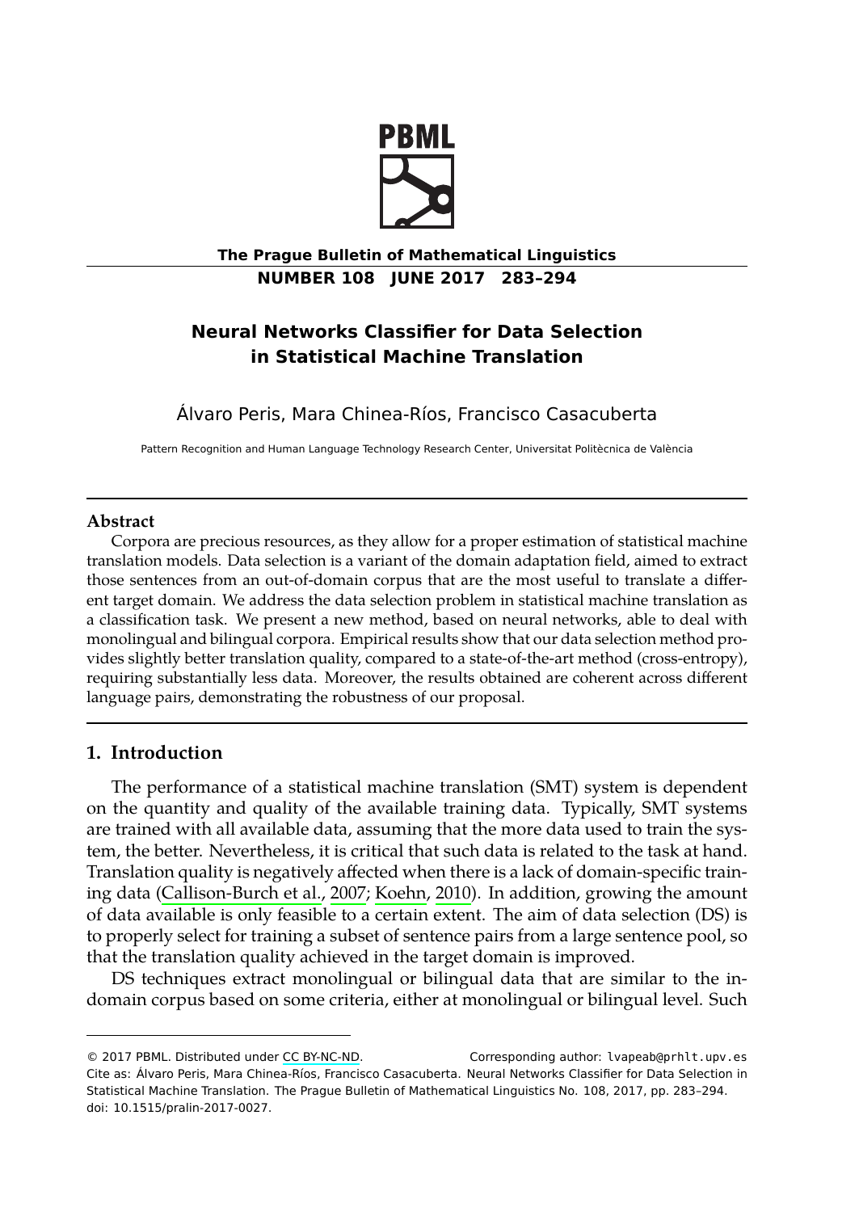# Neural Networks Classifier for Data Selection in Statistical Machine Translation

Álvaro Peris, Mara Chinea-Ríos, Francisco Casacuberta

Pattern Recognition and Human Language Technology Research Center, Universitat Politècnica de València

## Abstract

Corpora are precious resources, as they allow for a proper estimation of statistical machine translation models. Data selection is a variant of the domain adaptation field, aimed to extract those sentences from an out-of-domain corpus that are the most useful to translate a different target domain. We address the data selection problem in statistical machine translation as a classification task. We present a new method, based on neural networks, able to deal with monolingual and bilingual corpora. Empirical results show that our data selection method provides slightly better translation quality, compared to a state-of-the-art method (cross-entropy), requiring substantially less data. Moreover, the results obtained are coherent across different language pairs, demonstrating the robustness of our proposal.

## 1. Introduction

The performance of a statistical machine translation (SMT) system is dependent on the quantity and quality of the available training data. Typically, SMT systems are trained with all available data, assuming that the more data used to train the system, the better. Nevertheless, it is critical that such data is related to the task at hand. Translation quality is negatively affected when there is a lack of domain-specific training data (Callison-Burch et al., 2007; Koehn, 2010). In addition, growing the amount of data available is only feasible to a certain extent. The aim of data selection (DS) is to properly select for training a subset of sentence pairs from a large sentence pool, so that the translation quality achieved in the target domain is improved.

DS techniques extract monolingual or bilingual data that are similar to the in-domain corpus based on some criteria, either at monolingual or bilingual level. Such

---

© 2017 PBML. Distributed under CC BY-NC-ND. Corresponding author: lvapeab@prhlt.upv.es
Cite as: Álvaro Peris, Mara Chinea-Ríos, Francisco Casacuberta. Neural Networks Classifier for Data Selection in Statistical Machine Translation. The Prague Bulletin of Mathematical Linguistics No. 108, 2017, pp. 283–294. doi: 10.1515/pralin-2017-0027.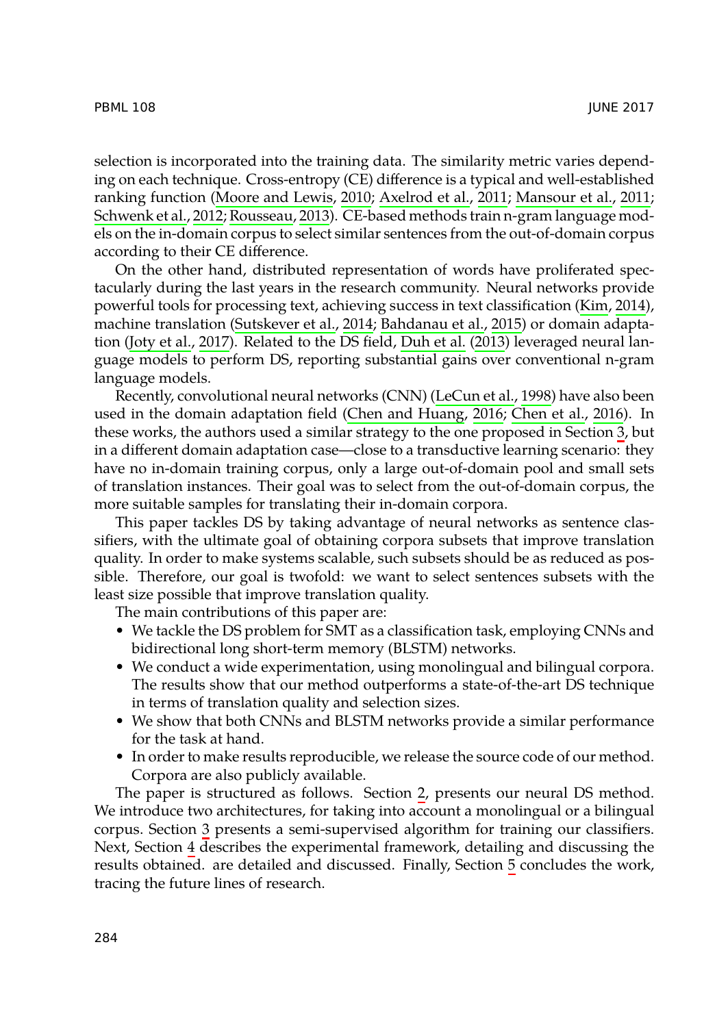selection is incorporated into the training data. The similarity metric varies depending on each technique. Cross-entropy (CE) difference is a typical and well-established ranking function (Moore and Lewis, 2010; Axelrod et al., 2011; Mansour et al., 2011; Schwenk et al., 2012; Rousseau, 2013). CE-based methods train n-gram language models on the in-domain corpus to select similar sentences from the out-of-domain corpus according to their CE difference.

On the other hand, distributed representation of words have proliferated spectacularly during the last years in the research community. Neural networks provide powerful tools for processing text, achieving success in text classification (Kim, 2014), machine translation (Sutskever et al., 2014; Bahdanau et al., 2015) or domain adaptation (Joty et al., 2017). Related to the DS field, Duh et al. (2013) leveraged neural language models to perform DS, reporting substantial gains over conventional n-gram language models.

Recently, convolutional neural networks (CNN) (LeCun et al., 1998) have also been used in the domain adaptation field (Chen and Huang, 2016; Chen et al., 2016). In these works, the authors used a similar strategy to the one proposed in Section 3, but in a different domain adaptation case—close to a transductive learning scenario: they have no in-domain training corpus, only a large out-of-domain pool and small sets of translation instances. Their goal was to select from the out-of-domain corpus, the more suitable samples for translating their in-domain corpora.

This paper tackles DS by taking advantage of neural networks as sentence classifiers, with the ultimate goal of obtaining corpora subsets that improve translation quality. In order to make systems scalable, such subsets should be as reduced as possible. Therefore, our goal is twofold: we want to select sentences subsets with the least size possible that improve translation quality.

The main contributions of this paper are:

- We tackle the DS problem for SMT as a classification task, employing CNNs and bidirectional long short-term memory (BLSTM) networks.
- We conduct a wide experimentation, using monolingual and bilingual corpora. The results show that our method outperforms a state-of-the-art DS technique in terms of translation quality and selection sizes.
- We show that both CNNs and BLSTM networks provide a similar performance for the task at hand.
- In order to make results reproducible, we release the source code of our method. Corpora are also publicly available.

The paper is structured as follows. Section 2, presents our neural DS method. We introduce two architectures, for taking into account a monolingual or a bilingual corpus. Section 3 presents a semi-supervised algorithm for training our classifiers. Next, Section 4 describes the experimental framework, detailing and discussing the results obtained. are detailed and discussed. Finally, Section 5 concludes the work, tracing the future lines of research.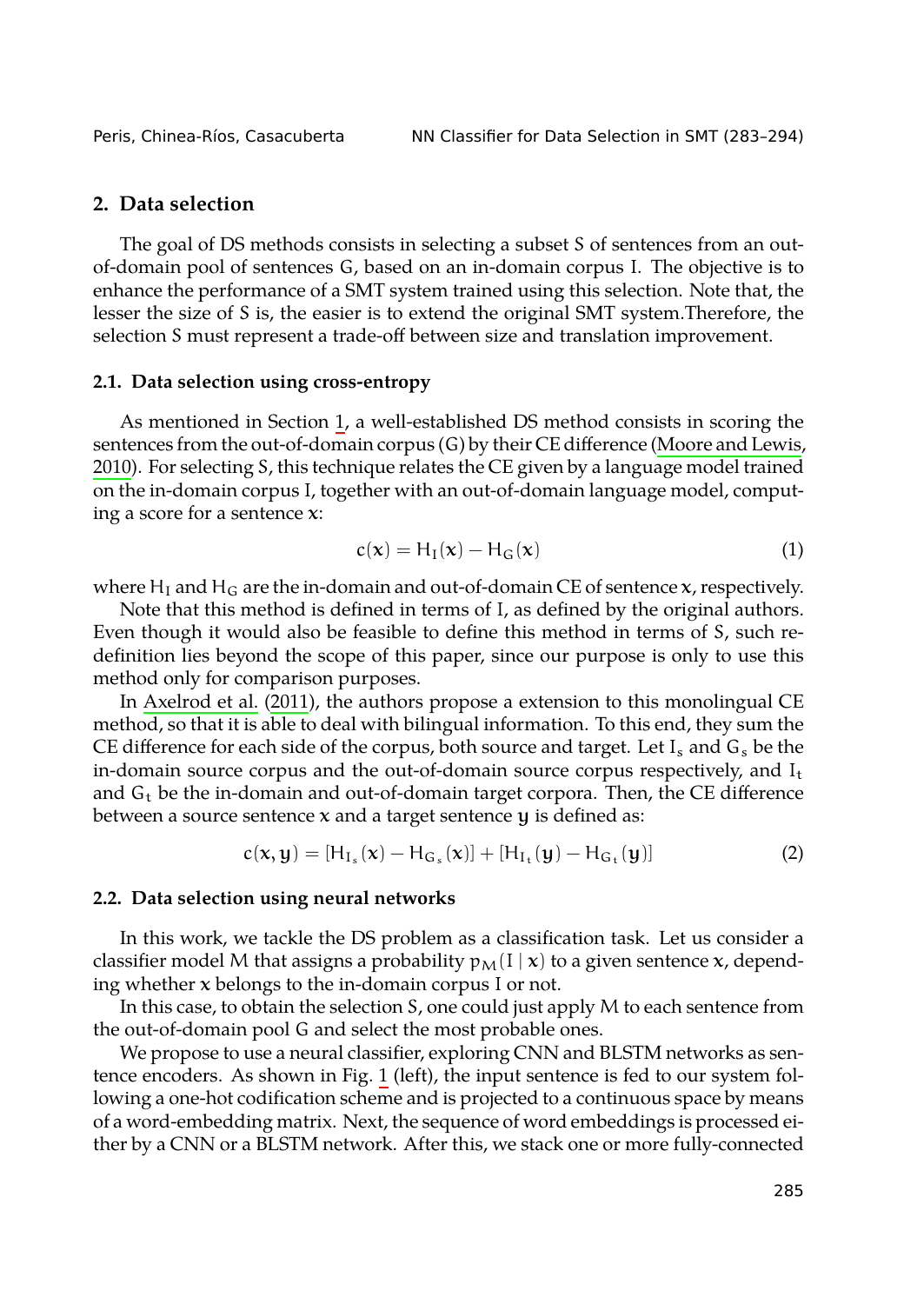## 2. Data selection

The goal of DS methods consists in selecting a subset S of sentences from an out-of-domain pool of sentences G, based on an in-domain corpus I. The objective is to enhance the performance of a SMT system trained using this selection. Note that, the lesser the size of S is, the easier is to extend the original SMT system.Therefore, the selection S must represent a trade-off between size and translation improvement.

### 2.1. Data selection using cross-entropy

As mentioned in Section 1, a well-established DS method consists in scoring the sentences from the out-of-domain corpus (G) by their CE difference (Moore and Lewis, 2010). For selecting S, this technique relates the CE given by a language model trained on the in-domain corpus I, together with an out-of-domain language model, computing a score for a sentence $x$:

$$c(x) = H_I(x) - H_G(x) \tag{1}$$

where $H_I$ and $H_G$ are the in-domain and out-of-domain CE of sentence $x$, respectively.

Note that this method is defined in terms of I, as defined by the original authors. Even though it would also be feasible to define this method in terms of S, such redefinition lies beyond the scope of this paper, since our purpose is only to use this method only for comparison purposes.

In Axelrod et al. (2011), the authors propose a extension to this monolingual CE method, so that it is able to deal with bilingual information. To this end, they sum the CE difference for each side of the corpus, both source and target. Let $I_s$ and $G_s$ be the in-domain source corpus and the out-of-domain source corpus respectively, and $I_t$ and $G_t$ be the in-domain and out-of-domain target corpora. Then, the CE difference between a source sentence $x$ and a target sentence $y$ is defined as:

$$c(x, y) = [H_{I_s}(x) - H_{G_s}(x)] + [H_{I_t}(y) - H_{G_t}(y)] \tag{2}$$

### 2.2. Data selection using neural networks

In this work, we tackle the DS problem as a classification task. Let us consider a classifier model M that assigns a probability $p_M(I \mid x)$ to a given sentence $x$, depending whether $x$ belongs to the in-domain corpus I or not.

In this case, to obtain the selection S, one could just apply M to each sentence from the out-of-domain pool G and select the most probable ones.

We propose to use a neural classifier, exploring CNN and BLSTM networks as sentence encoders. As shown in Fig. 1 (left), the input sentence is fed to our system following a one-hot codification scheme and is projected to a continuous space by means of a word-embedding matrix. Next, the sequence of word embeddings is processed either by a CNN or a BLSTM network. After this, we stack one or more fully-connected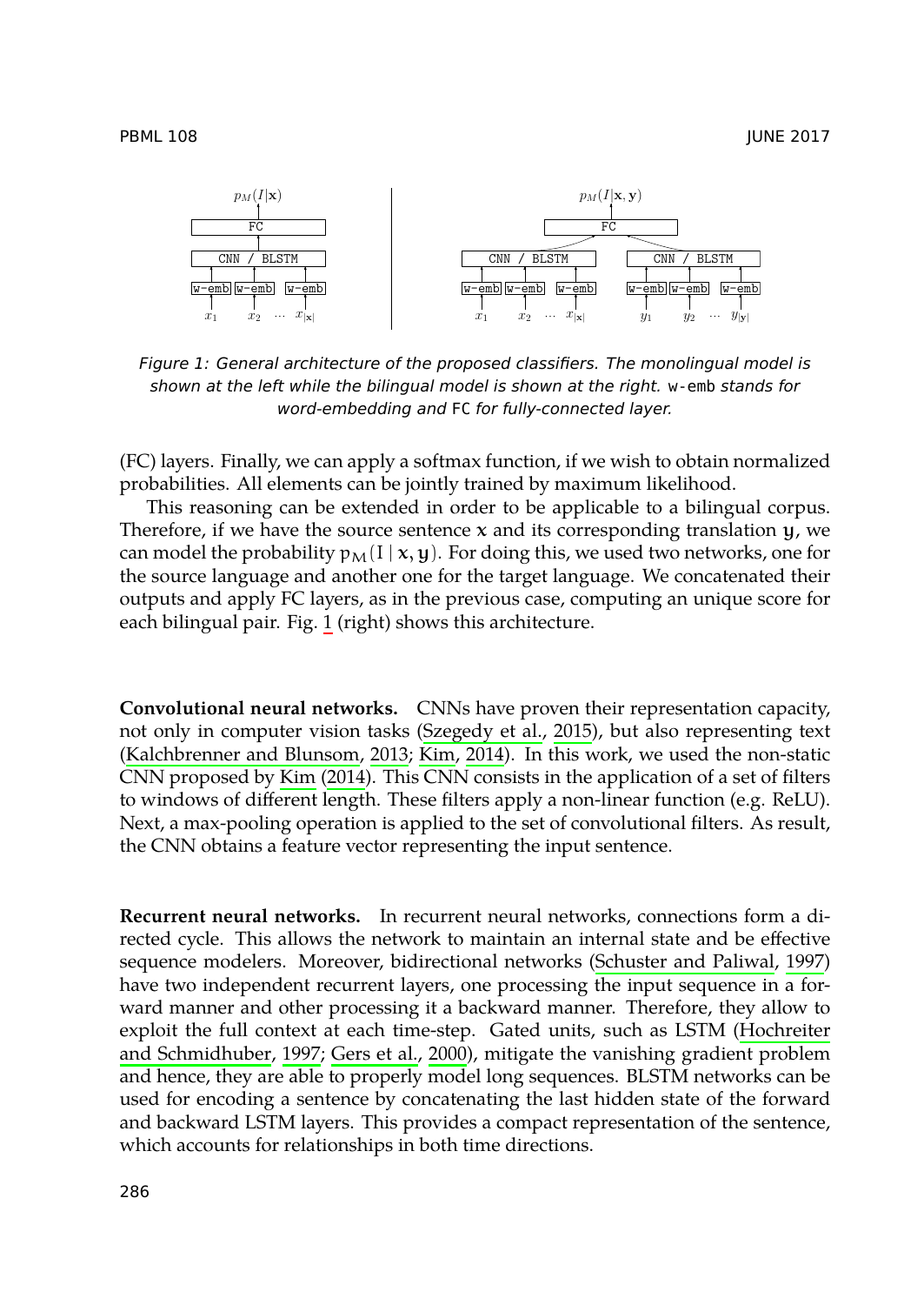Figure 1: General architecture of the proposed classifiers. The monolingual model is shown at the left while the bilingual model is shown at the right. `w-emb` stands for word-embedding and `FC` for fully-connected layer.

(FC) layers. Finally, we can apply a softmax function, if we wish to obtain normalized probabilities. All elements can be jointly trained by maximum likelihood.

This reasoning can be extended in order to be applicable to a bilingual corpus. Therefore, if we have the source sentence $\mathbf{x}$ and its corresponding translation $\mathbf{y}$, we can model the probability $p_M(I \mid \mathbf{x}, \mathbf{y})$. For doing this, we used two networks, one for the source language and another one for the target language. We concatenated their outputs and apply FC layers, as in the previous case, computing an unique score for each bilingual pair. Fig. 1 (right) shows this architecture.

**Convolutional neural networks.** CNNs have proven their representation capacity, not only in computer vision tasks (Szegedy et al., 2015), but also representing text (Kalchbrenner and Blunsom, 2013; Kim, 2014). In this work, we used the non-static CNN proposed by Kim (2014). This CNN consists in the application of a set of filters to windows of different length. These filters apply a non-linear function (e.g. ReLU). Next, a max-pooling operation is applied to the set of convolutional filters. As result, the CNN obtains a feature vector representing the input sentence.

**Recurrent neural networks.** In recurrent neural networks, connections form a directed cycle. This allows the network to maintain an internal state and be effective sequence modelers. Moreover, bidirectional networks (Schuster and Paliwal, 1997) have two independent recurrent layers, one processing the input sequence in a forward manner and other processing it a backward manner. Therefore, they allow to exploit the full context at each time-step. Gated units, such as LSTM (Hochreiter and Schmidhuber, 1997; Gers et al., 2000), mitigate the vanishing gradient problem and hence, they are able to properly model long sequences. BLSTM networks can be used for encoding a sentence by concatenating the last hidden state of the forward and backward LSTM layers. This provides a compact representation of the sentence, which accounts for relationships in both time directions.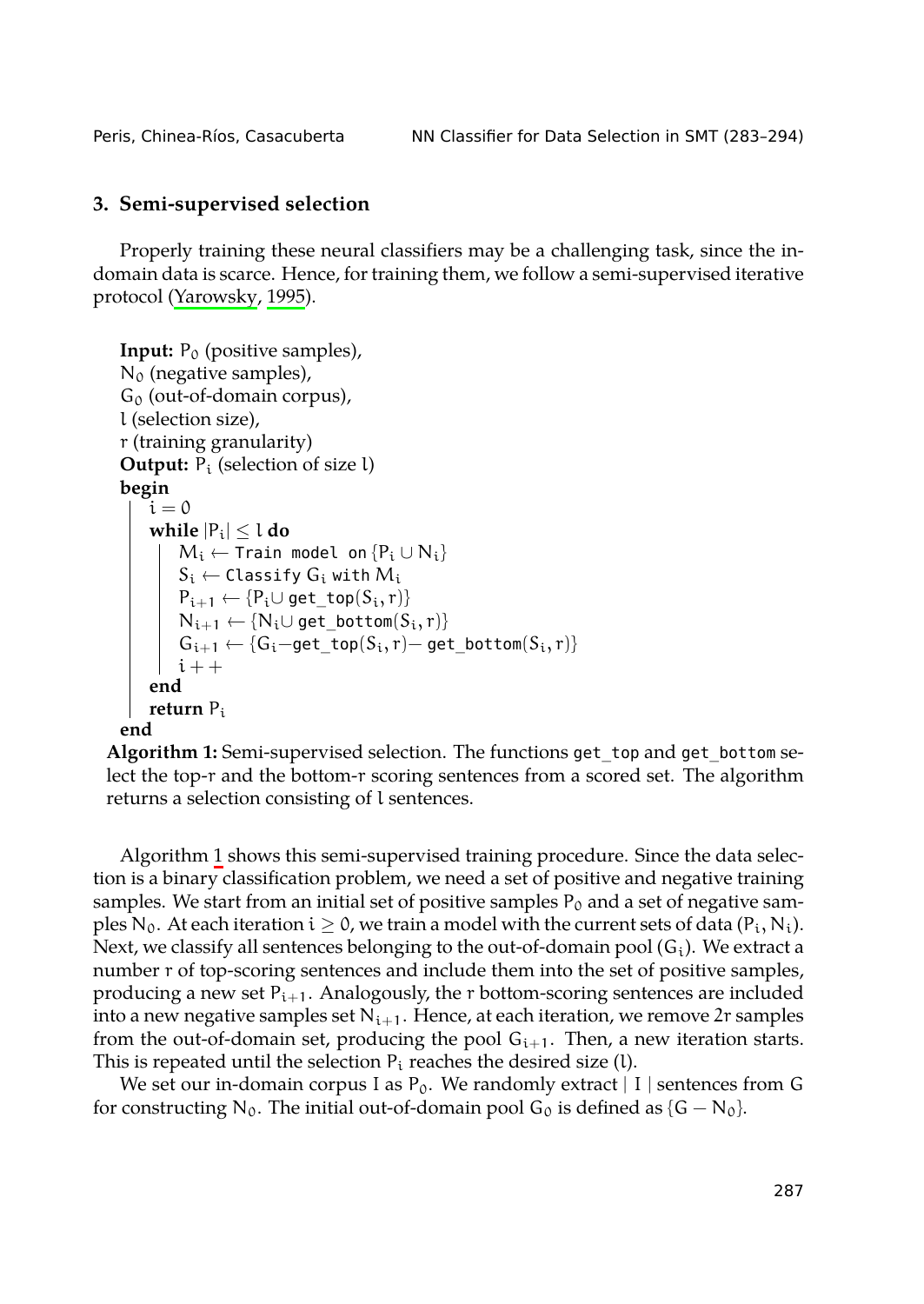## 3. Semi-supervised selection

Properly training these neural classifiers may be a challenging task, since the in-domain data is scarce. Hence, for training them, we follow a semi-supervised iterative protocol (Yarowsky, 1995).

```
Input: P_0 (positive samples),
N_0 (negative samples),
G_0 (out-of-domain corpus),
l (selection size),
r (training granularity)
Output: P_i (selection of size l)
begin
    i = 0
    while |P_i| ≤ l do
        M_i ← Train model on {P_i ∪ N_i}
        S_i ← Classify G_i with M_i
        P_{i+1} ← {P_i ∪ get_top(S_i, r)}
        N_{i+1} ← {N_i ∪ get_bottom(S_i, r)}
        G_{i+1} ← {G_i − get_top(S_i, r) − get_bottom(S_i, r)}
        i++
    end
    return P_i
end
```

**Algorithm 1:** Semi-supervised selection. The functions `get_top` and `get_bottom` select the top-$r$ and the bottom-$r$ scoring sentences from a scored set. The algorithm returns a selection consisting of $l$ sentences.

Algorithm 1 shows this semi-supervised training procedure. Since the data selection is a binary classification problem, we need a set of positive and negative training samples. We start from an initial set of positive samples $P_0$ and a set of negative samples $N_0$. At each iteration $i \geq 0$, we train a model with the current sets of data ($P_i$, $N_i$). Next, we classify all sentences belonging to the out-of-domain pool ($G_i$). We extract a number $r$ of top-scoring sentences and include them into the set of positive samples, producing a new set $P_{i+1}$. Analogously, the $r$ bottom-scoring sentences are included into a new negative samples set $N_{i+1}$. Hence, at each iteration, we remove $2r$ samples from the out-of-domain set, producing the pool $G_{i+1}$. Then, a new iteration starts. This is repeated until the selection $P_i$ reaches the desired size ($l$).

We set our in-domain corpus I as $P_0$. We randomly extract $|\ I\ |$ sentences from G for constructing $N_0$. The initial out-of-domain pool $G_0$ is defined as $\{G - N_0\}$.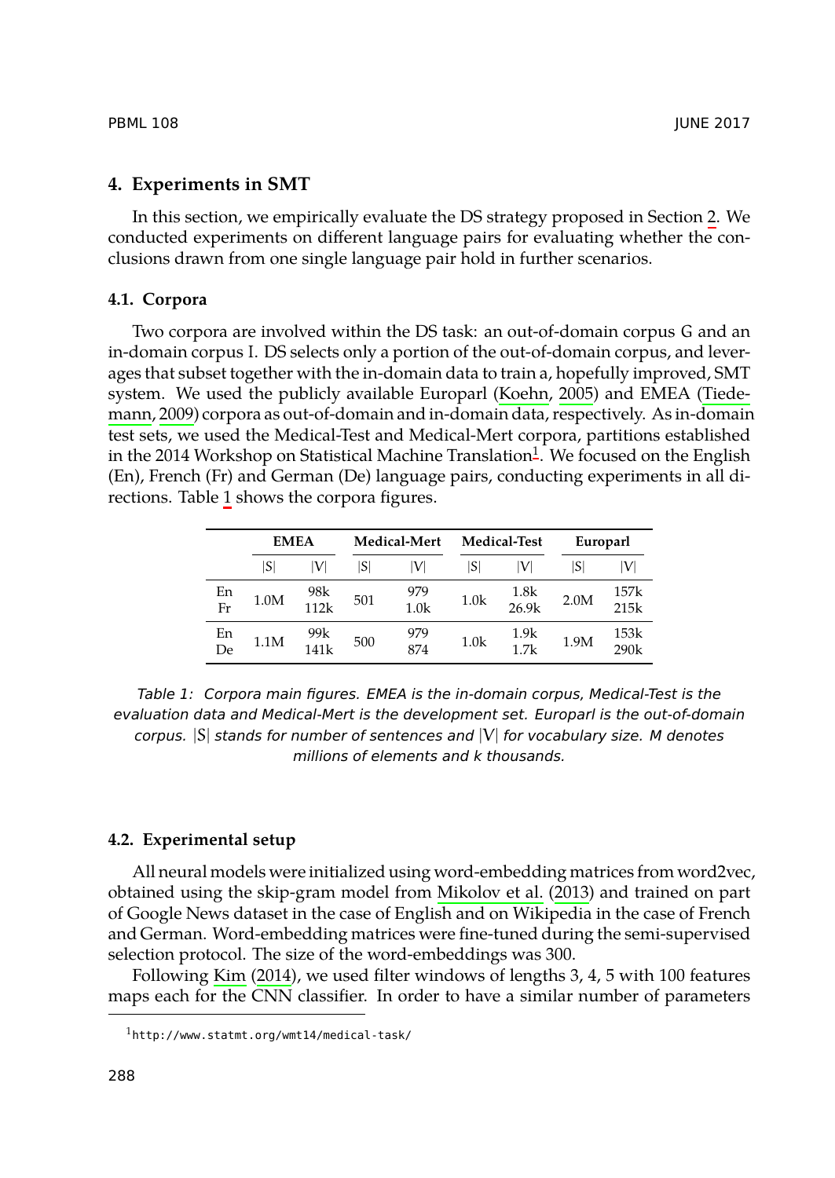## 4. Experiments in SMT

In this section, we empirically evaluate the DS strategy proposed in Section 2. We conducted experiments on different language pairs for evaluating whether the conclusions drawn from one single language pair hold in further scenarios.

### 4.1. Corpora

Two corpora are involved within the DS task: an out-of-domain corpus G and an in-domain corpus I. DS selects only a portion of the out-of-domain corpus, and leverages that subset together with the in-domain data to train a, hopefully improved, SMT system. We used the publicly available Europarl (Koehn, 2005) and EMEA (Tiedemann, 2009) corpora as out-of-domain and in-domain data, respectively. As in-domain test sets, we used the Medical-Test and Medical-Mert corpora, partitions established in the 2014 Workshop on Statistical Machine Translation[1]. We focused on the English (En), French (Fr) and German (De) language pairs, conducting experiments in all directions. Table 1 shows the corpora figures.

| | EMEA | | Medical-Mert | | Medical-Test | | Europarl | |
|---|---|---|---|---|---|---|---|---|
| | $\|S\|$ | $\|V\|$ | $\|S\|$ | $\|V\|$ | $\|S\|$ | $\|V\|$ | $\|S\|$ | $\|V\|$ |
| En | 1.0M | 98k | 501 | 979 | 1.0k | 1.8k | 2.0M | 157k |
| Fr | | 112k | | 1.0k | | 26.9k | | 215k |
| En | 1.1M | 99k | 500 | 979 | 1.0k | 1.9k | 1.9M | 153k |
| De | | 141k | | 874 | | 1.7k | | 290k |

*Table 1: Corpora main figures. EMEA is the in-domain corpus, Medical-Test is the evaluation data and Medical-Mert is the development set. Europarl is the out-of-domain corpus. $|S|$ stands for number of sentences and $|V|$ for vocabulary size. M denotes millions of elements and k thousands.*

### 4.2. Experimental setup

All neural models were initialized using word-embedding matrices from word2vec, obtained using the skip-gram model from Mikolov et al. (2013) and trained on part of Google News dataset in the case of English and on Wikipedia in the case of French and German. Word-embedding matrices were fine-tuned during the semi-supervised selection protocol. The size of the word-embeddings was 300.

Following Kim (2014), we used filter windows of lengths 3, 4, 5 with 100 features maps each for the CNN classifier. In order to have a similar number of parameters

[1] http://www.statmt.org/wmt14/medical-task/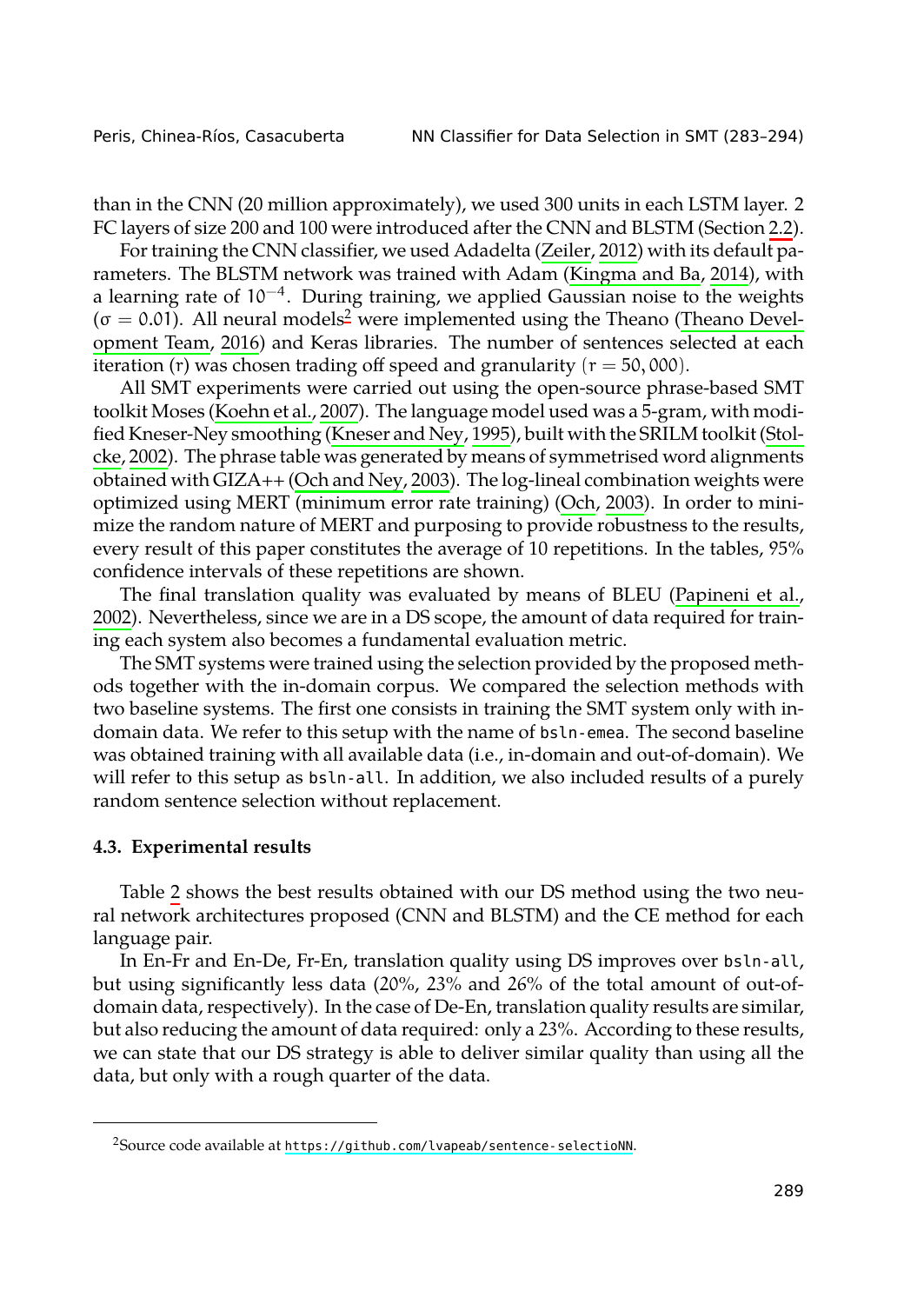than in the CNN (20 million approximately), we used 300 units in each LSTM layer. 2 FC layers of size 200 and 100 were introduced after the CNN and BLSTM (Section 2.2).

For training the CNN classifier, we used Adadelta (Zeiler, 2012) with its default parameters. The BLSTM network was trained with Adam (Kingma and Ba, 2014), with a learning rate of $10^{-4}$. During training, we applied Gaussian noise to the weights ($\sigma = 0.01$). All neural models[2] were implemented using the Theano (Theano Development Team, 2016) and Keras libraries. The number of sentences selected at each iteration ($r$) was chosen trading off speed and granularity ($r = 50,000$).

All SMT experiments were carried out using the open-source phrase-based SMT toolkit Moses (Koehn et al., 2007). The language model used was a 5-gram, with modified Kneser-Ney smoothing (Kneser and Ney, 1995), built with the SRILM toolkit (Stolcke, 2002). The phrase table was generated by means of symmetrised word alignments obtained with GIZA++ (Och and Ney, 2003). The log-lineal combination weights were optimized using MERT (minimum error rate training) (Och, 2003). In order to minimize the random nature of MERT and purposing to provide robustness to the results, every result of this paper constitutes the average of 10 repetitions. In the tables, 95% confidence intervals of these repetitions are shown.

The final translation quality was evaluated by means of BLEU (Papineni et al., 2002). Nevertheless, since we are in a DS scope, the amount of data required for training each system also becomes a fundamental evaluation metric.

The SMT systems were trained using the selection provided by the proposed methods together with the in-domain corpus. We compared the selection methods with two baseline systems. The first one consists in training the SMT system only with in-domain data. We refer to this setup with the name of `bsln-emea`. The second baseline was obtained training with all available data (i.e., in-domain and out-of-domain). We will refer to this setup as `bsln-all`. In addition, we also included results of a purely random sentence selection without replacement.

### 4.3. Experimental results

Table 2 shows the best results obtained with our DS method using the two neural network architectures proposed (CNN and BLSTM) and the CE method for each language pair.

In En-Fr and En-De, Fr-En, translation quality using DS improves over `bsln-all`, but using significantly less data (20%, 23% and 26% of the total amount of out-of-domain data, respectively). In the case of De-En, translation quality results are similar, but also reducing the amount of data required: only a 23%. According to these results, we can state that our DS strategy is able to deliver similar quality than using all the data, but only with a rough quarter of the data.

[2] Source code available at https://github.com/lvapeab/sentence-selectioNN.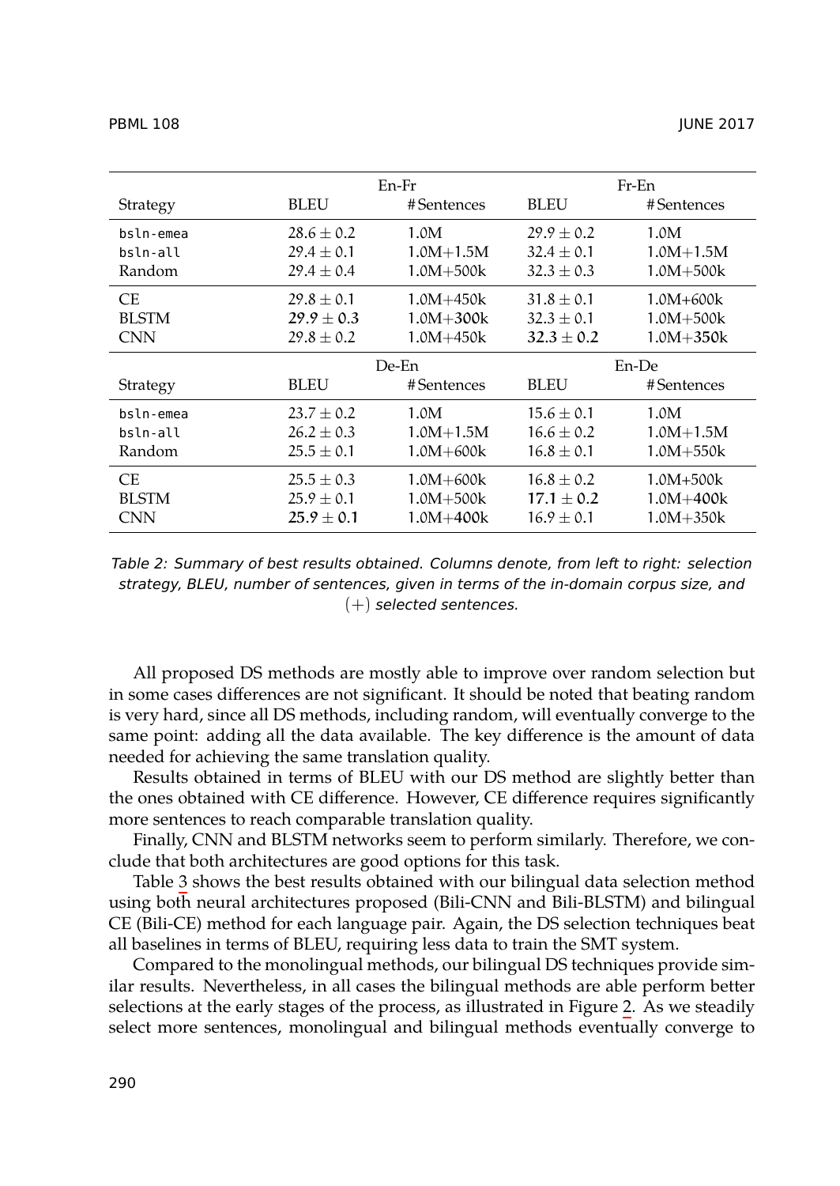| Strategy | En-Fr BLEU | En-Fr #Sentences | Fr-En BLEU | Fr-En #Sentences |
|---|---|---|---|---|
| bsln-emea | $28.6 \pm 0.2$ | 1.0M | $29.9 \pm 0.2$ | 1.0M |
| bsln-all | $29.4 \pm 0.1$ | 1.0M+1.5M | $32.4 \pm 0.1$ | 1.0M+1.5M |
| Random | $29.4 \pm 0.4$ | 1.0M+500k | $32.3 \pm 0.3$ | 1.0M+500k |
| CE | $29.8 \pm 0.1$ | 1.0M+450k | $31.8 \pm 0.1$ | 1.0M+600k |
| BLSTM | $\mathbf{29.9 \pm 0.3}$ | 1.0M+**300k** | $32.3 \pm 0.1$ | 1.0M+500k |
| CNN | $29.8 \pm 0.2$ | 1.0M+450k | $\mathbf{32.3 \pm 0.2}$ | 1.0M+**350k** |

| Strategy | De-En BLEU | De-En #Sentences | En-De BLEU | En-De #Sentences |
|---|---|---|---|---|
| bsln-emea | $23.7 \pm 0.2$ | 1.0M | $15.6 \pm 0.1$ | 1.0M |
| bsln-all | $26.2 \pm 0.3$ | 1.0M+1.5M | $16.6 \pm 0.2$ | 1.0M+1.5M |
| Random | $25.5 \pm 0.1$ | 1.0M+600k | $16.8 \pm 0.1$ | 1.0M+550k |
| CE | $25.5 \pm 0.3$ | 1.0M+600k | $16.8 \pm 0.2$ | 1.0M+500k |
| BLSTM | $25.9 \pm 0.1$ | 1.0M+500k | $\mathbf{17.1 \pm 0.2}$ | 1.0M+**400k** |
| CNN | $\mathbf{25.9 \pm 0.1}$ | 1.0M+**400k** | $16.9 \pm 0.1$ | 1.0M+350k |

*Table 2: Summary of best results obtained. Columns denote, from left to right: selection strategy, BLEU, number of sentences, given in terms of the in-domain corpus size, and $(+)$ selected sentences.*

All proposed DS methods are mostly able to improve over random selection but in some cases differences are not significant. It should be noted that beating random is very hard, since all DS methods, including random, will eventually converge to the same point: adding all the data available. The key difference is the amount of data needed for achieving the same translation quality.

Results obtained in terms of BLEU with our DS method are slightly better than the ones obtained with CE difference. However, CE difference requires significantly more sentences to reach comparable translation quality.

Finally, CNN and BLSTM networks seem to perform similarly. Therefore, we conclude that both architectures are good options for this task.

Table 3 shows the best results obtained with our bilingual data selection method using both neural architectures proposed (Bili-CNN and Bili-BLSTM) and bilingual CE (Bili-CE) method for each language pair. Again, the DS selection techniques beat all baselines in terms of BLEU, requiring less data to train the SMT system.

Compared to the monolingual methods, our bilingual DS techniques provide similar results. Nevertheless, in all cases the bilingual methods are able perform better selections at the early stages of the process, as illustrated in Figure 2. As we steadily select more sentences, monolingual and bilingual methods eventually converge to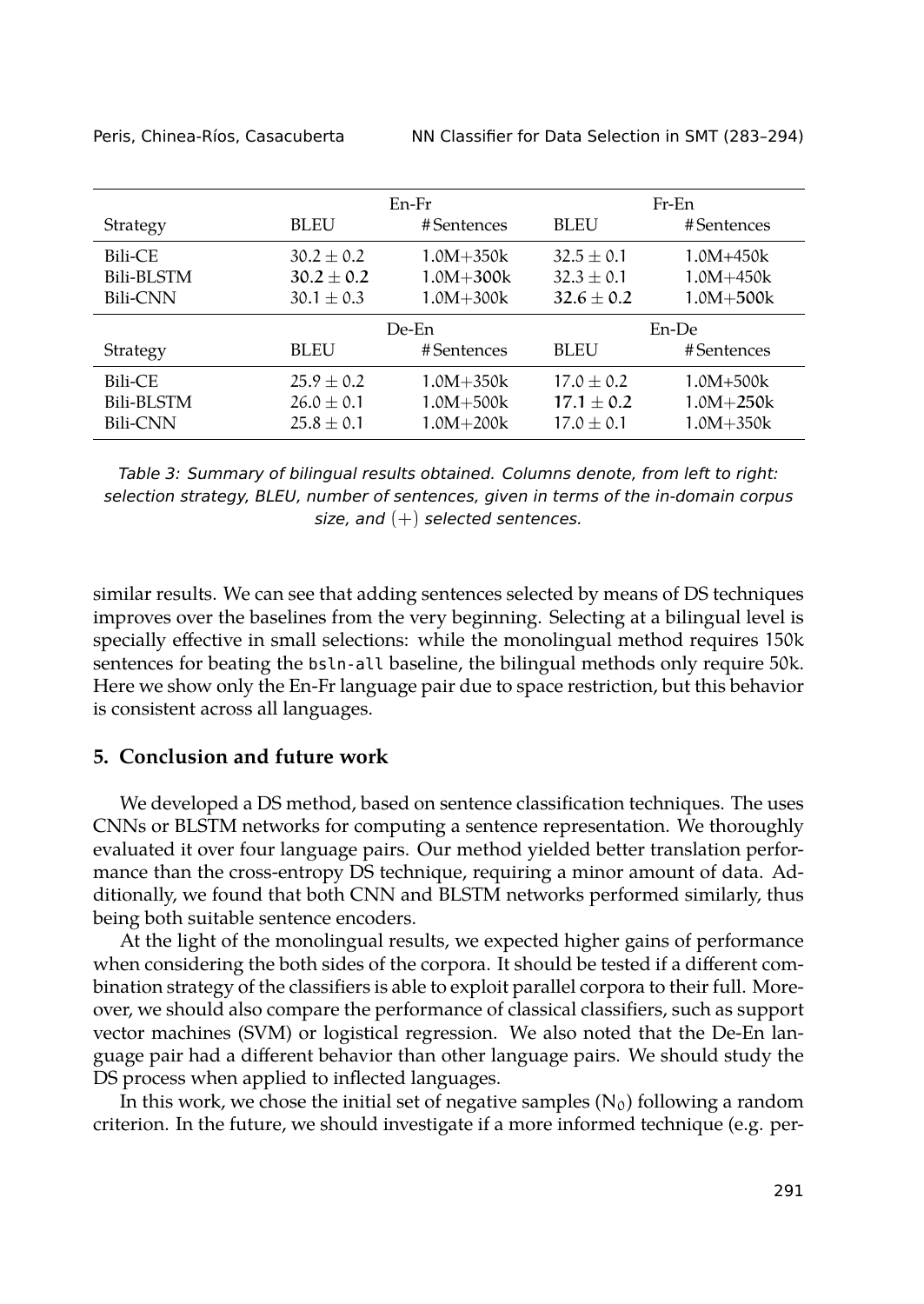| Strategy | En-Fr BLEU | En-Fr #Sentences | Fr-En BLEU | Fr-En #Sentences |
|---|---|---|---|---|
| Bili-CE | $30.2 \pm 0.2$ | 1.0M+350k | $32.5 \pm 0.1$ | 1.0M+450k |
| Bili-BLSTM | $\mathbf{30.2 \pm 0.2}$ | 1.0M+**300k** | $32.3 \pm 0.1$ | 1.0M+450k |
| Bili-CNN | $30.1 \pm 0.3$ | 1.0M+300k | $\mathbf{32.6 \pm 0.2}$ | 1.0M+**500k** |

| Strategy | De-En BLEU | De-En #Sentences | En-De BLEU | En-De #Sentences |
|---|---|---|---|---|
| Bili-CE | $25.9 \pm 0.2$ | 1.0M+350k | $17.0 \pm 0.2$ | 1.0M+500k |
| Bili-BLSTM | $26.0 \pm 0.1$ | 1.0M+500k | $\mathbf{17.1 \pm 0.2}$ | 1.0M+**250k** |
| Bili-CNN | $25.8 \pm 0.1$ | 1.0M+200k | $17.0 \pm 0.1$ | 1.0M+350k |

*Table 3: Summary of bilingual results obtained. Columns denote, from left to right: selection strategy, BLEU, number of sentences, given in terms of the in-domain corpus size, and (+) selected sentences.*

similar results. We can see that adding sentences selected by means of DS techniques improves over the baselines from the very beginning. Selecting at a bilingual level is specially effective in small selections: while the monolingual method requires 150k sentences for beating the `bsln-all` baseline, the bilingual methods only require 50k. Here we show only the En-Fr language pair due to space restriction, but this behavior is consistent across all languages.

## 5. Conclusion and future work

We developed a DS method, based on sentence classification techniques. The uses CNNs or BLSTM networks for computing a sentence representation. We thoroughly evaluated it over four language pairs. Our method yielded better translation performance than the cross-entropy DS technique, requiring a minor amount of data. Additionally, we found that both CNN and BLSTM networks performed similarly, thus being both suitable sentence encoders.

At the light of the monolingual results, we expected higher gains of performance when considering the both sides of the corpora. It should be tested if a different combination strategy of the classifiers is able to exploit parallel corpora to their full. Moreover, we should also compare the performance of classical classifiers, such as support vector machines (SVM) or logistical regression. We also noted that the De-En language pair had a different behavior than other language pairs. We should study the DS process when applied to inflected languages.

In this work, we chose the initial set of negative samples ($N_0$) following a random criterion. In the future, we should investigate if a more informed technique (e.g. per-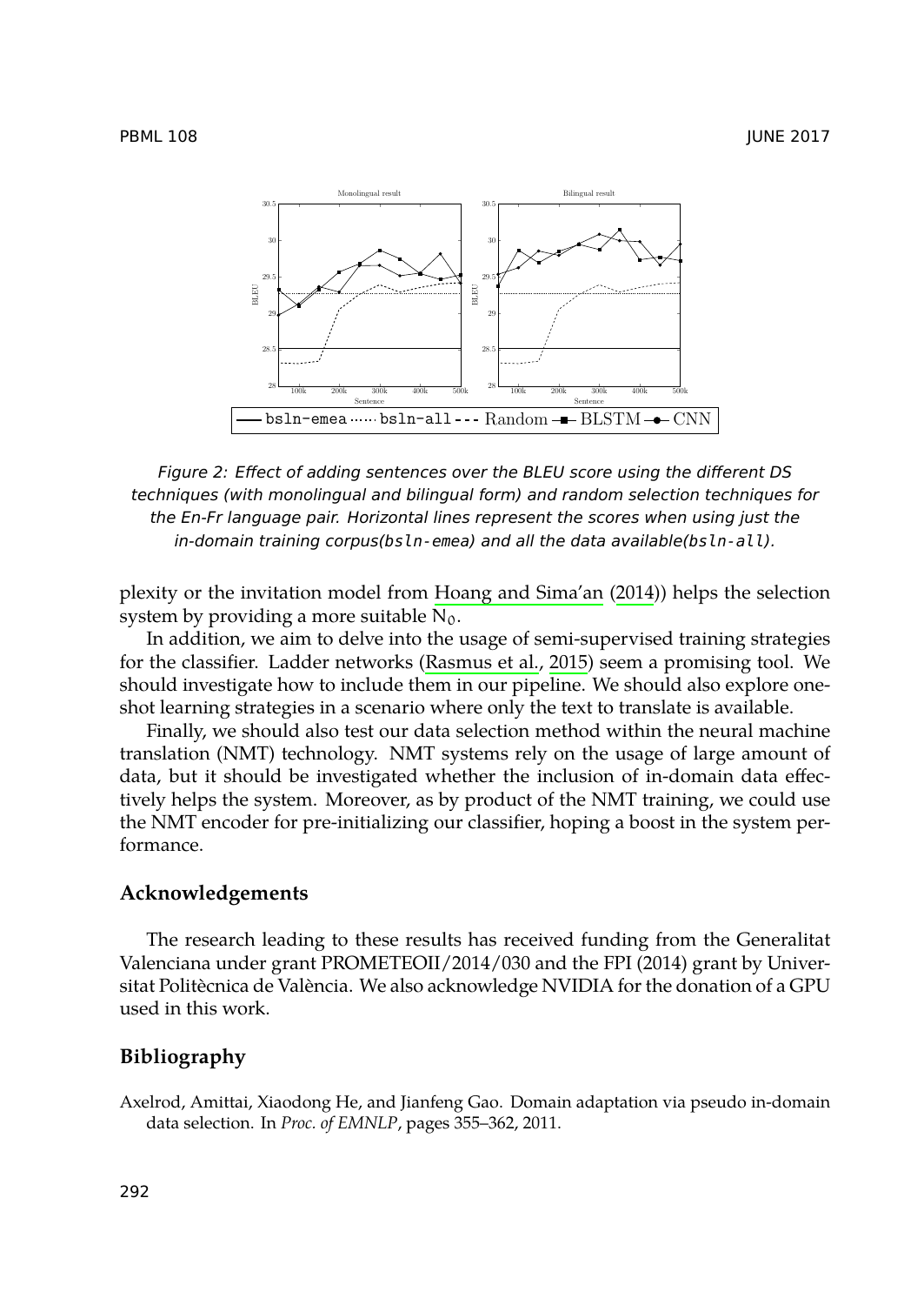Figure 2: Effect of adding sentences over the BLEU score using the different DS techniques (with monolingual and bilingual form) and random selection techniques for the En-Fr language pair. Horizontal lines represent the scores when using just the in-domain training corpus(`bsln-emea`) and all the data available(`bsln-all`).

plexity or the invitation model from Hoang and Sima'an (2014)) helps the selection system by providing a more suitable $N_0$.

In addition, we aim to delve into the usage of semi-supervised training strategies for the classifier. Ladder networks (Rasmus et al., 2015) seem a promising tool. We should investigate how to include them in our pipeline. We should also explore one-shot learning strategies in a scenario where only the text to translate is available.

Finally, we should also test our data selection method within the neural machine translation (NMT) technology. NMT systems rely on the usage of large amount of data, but it should be investigated whether the inclusion of in-domain data effectively helps the system. Moreover, as by product of the NMT training, we could use the NMT encoder for pre-initializing our classifier, hoping a boost in the system performance.

## Acknowledgements

The research leading to these results has received funding from the Generalitat Valenciana under grant PROMETEOII/2014/030 and the FPI (2014) grant by Universitat Politècnica de València. We also acknowledge NVIDIA for the donation of a GPU used in this work.

## Bibliography

Axelrod, Amittai, Xiaodong He, and Jianfeng Gao. Domain adaptation via pseudo in-domain data selection. In *Proc. of EMNLP*, pages 355–362, 2011.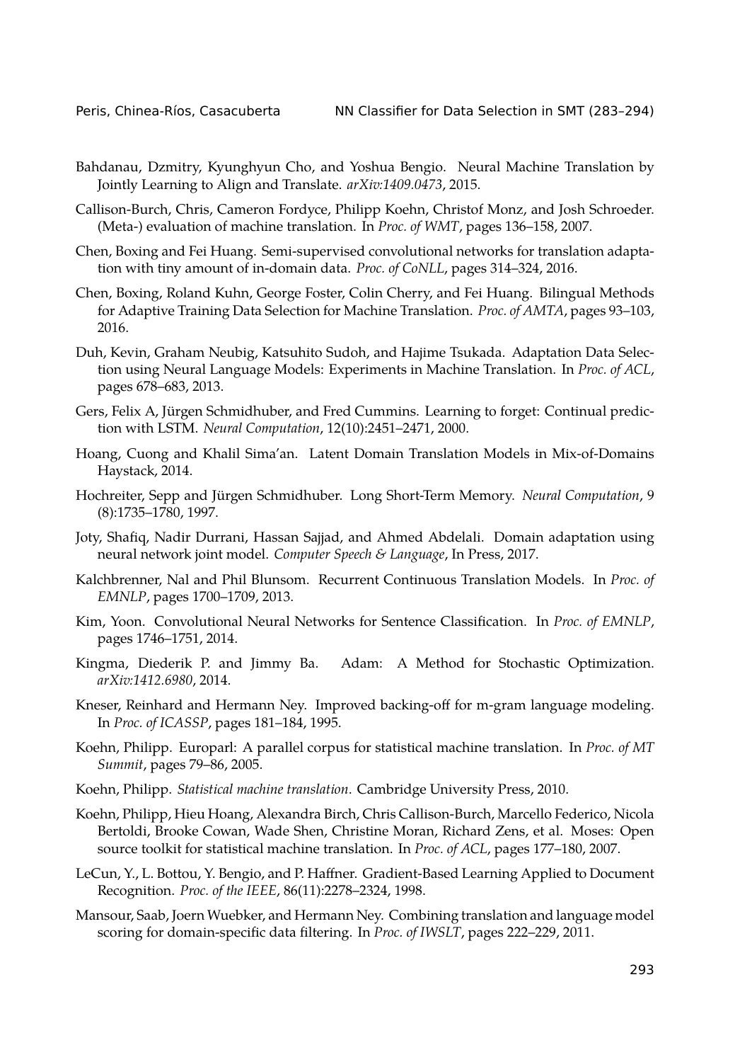Bahdanau, Dzmitry, Kyunghyun Cho, and Yoshua Bengio. Neural Machine Translation by Jointly Learning to Align and Translate. *arXiv:1409.0473*, 2015.

Callison-Burch, Chris, Cameron Fordyce, Philipp Koehn, Christof Monz, and Josh Schroeder. (Meta-) evaluation of machine translation. In *Proc. of WMT*, pages 136–158, 2007.

Chen, Boxing and Fei Huang. Semi-supervised convolutional networks for translation adaptation with tiny amount of in-domain data. *Proc. of CoNLL*, pages 314–324, 2016.

Chen, Boxing, Roland Kuhn, George Foster, Colin Cherry, and Fei Huang. Bilingual Methods for Adaptive Training Data Selection for Machine Translation. *Proc. of AMTA*, pages 93–103, 2016.

Duh, Kevin, Graham Neubig, Katsuhito Sudoh, and Hajime Tsukada. Adaptation Data Selection using Neural Language Models: Experiments in Machine Translation. In *Proc. of ACL*, pages 678–683, 2013.

Gers, Felix A, Jürgen Schmidhuber, and Fred Cummins. Learning to forget: Continual prediction with LSTM. *Neural Computation*, 12(10):2451–2471, 2000.

Hoang, Cuong and Khalil Sima'an. Latent Domain Translation Models in Mix-of-Domains Haystack, 2014.

Hochreiter, Sepp and Jürgen Schmidhuber. Long Short-Term Memory. *Neural Computation*, 9 (8):1735–1780, 1997.

Joty, Shafiq, Nadir Durrani, Hassan Sajjad, and Ahmed Abdelali. Domain adaptation using neural network joint model. *Computer Speech & Language*, In Press, 2017.

Kalchbrenner, Nal and Phil Blunsom. Recurrent Continuous Translation Models. In *Proc. of EMNLP*, pages 1700–1709, 2013.

Kim, Yoon. Convolutional Neural Networks for Sentence Classification. In *Proc. of EMNLP*, pages 1746–1751, 2014.

Kingma, Diederik P. and Jimmy Ba. Adam: A Method for Stochastic Optimization. *arXiv:1412.6980*, 2014.

Kneser, Reinhard and Hermann Ney. Improved backing-off for m-gram language modeling. In *Proc. of ICASSP*, pages 181–184, 1995.

Koehn, Philipp. Europarl: A parallel corpus for statistical machine translation. In *Proc. of MT Summit*, pages 79–86, 2005.

Koehn, Philipp. *Statistical machine translation*. Cambridge University Press, 2010.

Koehn, Philipp, Hieu Hoang, Alexandra Birch, Chris Callison-Burch, Marcello Federico, Nicola Bertoldi, Brooke Cowan, Wade Shen, Christine Moran, Richard Zens, et al. Moses: Open source toolkit for statistical machine translation. In *Proc. of ACL*, pages 177–180, 2007.

LeCun, Y., L. Bottou, Y. Bengio, and P. Haffner. Gradient-Based Learning Applied to Document Recognition. *Proc. of the IEEE*, 86(11):2278–2324, 1998.

Mansour, Saab, Joern Wuebker, and Hermann Ney. Combining translation and language model scoring for domain-specific data filtering. In *Proc. of IWSLT*, pages 222–229, 2011.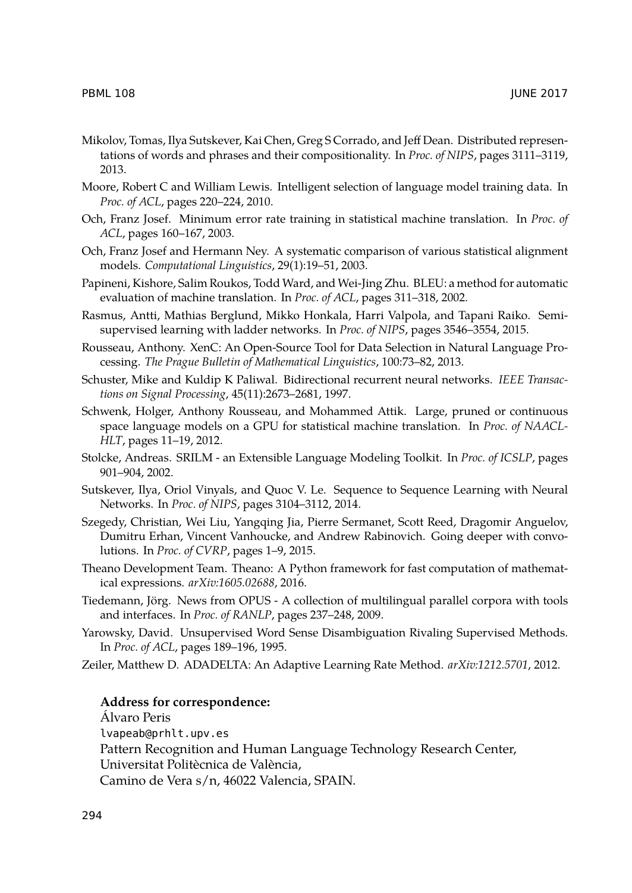Mikolov, Tomas, Ilya Sutskever, Kai Chen, Greg S Corrado, and Jeff Dean. Distributed representations of words and phrases and their compositionality. In *Proc. of NIPS*, pages 3111–3119, 2013.

Moore, Robert C and William Lewis. Intelligent selection of language model training data. In *Proc. of ACL*, pages 220–224, 2010.

Och, Franz Josef. Minimum error rate training in statistical machine translation. In *Proc. of ACL*, pages 160–167, 2003.

Och, Franz Josef and Hermann Ney. A systematic comparison of various statistical alignment models. *Computational Linguistics*, 29(1):19–51, 2003.

Papineni, Kishore, Salim Roukos, Todd Ward, and Wei-Jing Zhu. BLEU: a method for automatic evaluation of machine translation. In *Proc. of ACL*, pages 311–318, 2002.

Rasmus, Antti, Mathias Berglund, Mikko Honkala, Harri Valpola, and Tapani Raiko. Semi-supervised learning with ladder networks. In *Proc. of NIPS*, pages 3546–3554, 2015.

Rousseau, Anthony. XenC: An Open-Source Tool for Data Selection in Natural Language Processing. *The Prague Bulletin of Mathematical Linguistics*, 100:73–82, 2013.

Schuster, Mike and Kuldip K Paliwal. Bidirectional recurrent neural networks. *IEEE Transactions on Signal Processing*, 45(11):2673–2681, 1997.

Schwenk, Holger, Anthony Rousseau, and Mohammed Attik. Large, pruned or continuous space language models on a GPU for statistical machine translation. In *Proc. of NAACL-HLT*, pages 11–19, 2012.

Stolcke, Andreas. SRILM - an Extensible Language Modeling Toolkit. In *Proc. of ICSLP*, pages 901–904, 2002.

Sutskever, Ilya, Oriol Vinyals, and Quoc V. Le. Sequence to Sequence Learning with Neural Networks. In *Proc. of NIPS*, pages 3104–3112, 2014.

Szegedy, Christian, Wei Liu, Yangqing Jia, Pierre Sermanet, Scott Reed, Dragomir Anguelov, Dumitru Erhan, Vincent Vanhoucke, and Andrew Rabinovich. Going deeper with convolutions. In *Proc. of CVRP*, pages 1–9, 2015.

Theano Development Team. Theano: A Python framework for fast computation of mathematical expressions. *arXiv:1605.02688*, 2016.

Tiedemann, Jörg. News from OPUS - A collection of multilingual parallel corpora with tools and interfaces. In *Proc. of RANLP*, pages 237–248, 2009.

Yarowsky, David. Unsupervised Word Sense Disambiguation Rivaling Supervised Methods. In *Proc. of ACL*, pages 189–196, 1995.

Zeiler, Matthew D. ADADELTA: An Adaptive Learning Rate Method. *arXiv:1212.5701*, 2012.

**Address for correspondence:**
Álvaro Peris
lvapeab@prhlt.upv.es
Pattern Recognition and Human Language Technology Research Center,
Universitat Politècnica de València,
Camino de Vera s/n, 46022 Valencia, SPAIN.